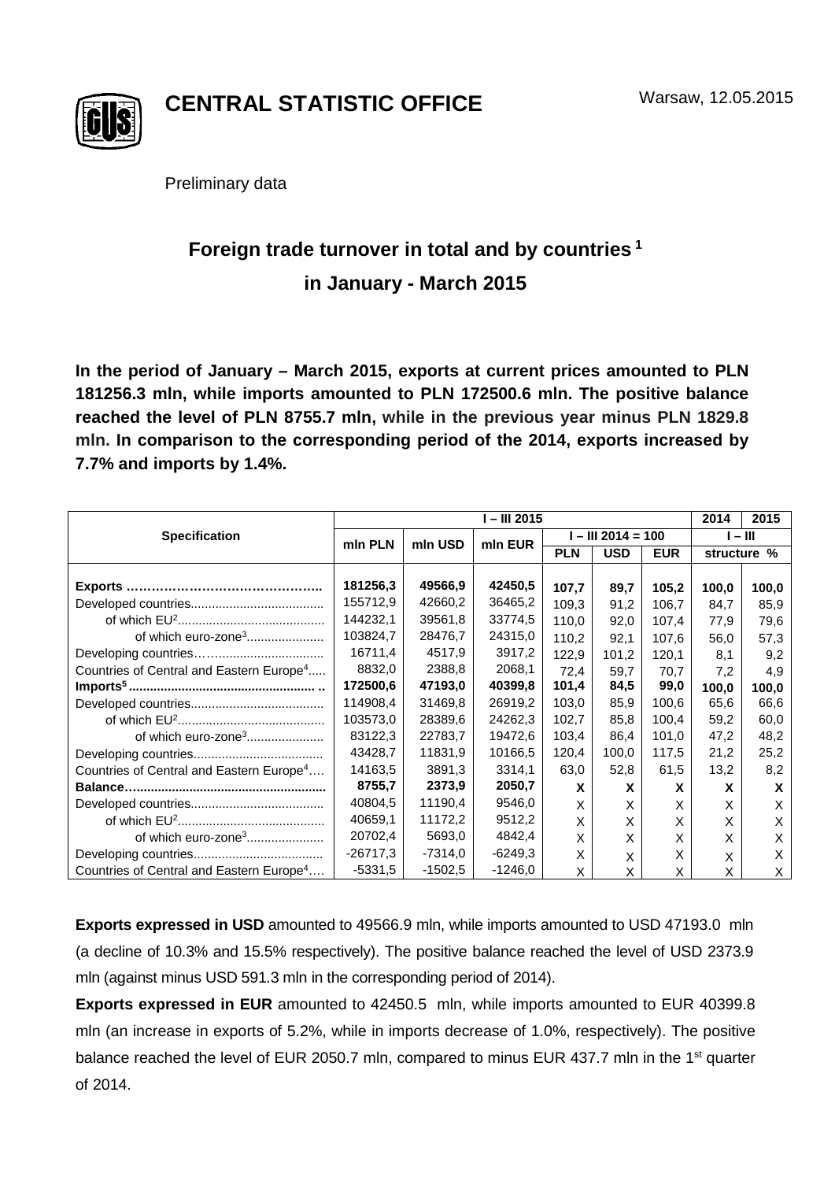**CENTRAL STATISTIC OFFICE**

Warsaw, 12.05.2015

Preliminary data

# Foreign trade turnover in total and by countries [1] in January - March 2015

**In the period of January – March 2015, exports at current prices amounted to PLN 181256.3 mln, while imports amounted to PLN 172500.6 mln. The positive balance reached the level of PLN 8755.7 mln, while in the previous year minus PLN 1829.8 mln. In comparison to the corresponding period of the 2014, exports increased by 7.7% and imports by 1.4%.**

| Specification | I – III 2015 | | | | | | 2014 | 2015 |
|---|---|---|---|---|---|---|---|---|
| | mln PLN | mln USD | mln EUR | I – III 2014 = 100 | | | I – III | |
| | | | | PLN | USD | EUR | structure % | |
| **Exports** | **181256,3** | **49566,9** | **42450,5** | **107,7** | **89,7** | **105,2** | **100,0** | **100,0** |
| Developed countries | 155712,9 | 42660,2 | 36465,2 | 109,3 | 91,2 | 106,7 | 84,7 | 85,9 |
| of which EU[2] | 144232,1 | 39561,8 | 33774,5 | 110,0 | 92,0 | 107,4 | 77,9 | 79,6 |
| of which euro-zone[3] | 103824,7 | 28476,7 | 24315,0 | 110,2 | 92,1 | 107,6 | 56,0 | 57,3 |
| Developing countries | 16711,4 | 4517,9 | 3917,2 | 122,9 | 101,2 | 120,1 | 8,1 | 9,2 |
| Countries of Central and Eastern Europe[4] | 8832,0 | 2388,8 | 2068,1 | 72,4 | 59,7 | 70,7 | 7,2 | 4,9 |
| **Imports[5]** | **172500,6** | **47193,0** | **40399,8** | **101,4** | **84,5** | **99,0** | **100,0** | **100,0** |
| Developed countries | 114908,4 | 31469,8 | 26919,2 | 103,0 | 85,9 | 100,6 | 65,6 | 66,6 |
| of which EU[2] | 103573,0 | 28389,6 | 24262,3 | 102,7 | 85,8 | 100,4 | 59,2 | 60,0 |
| of which euro-zone[3] | 83122,3 | 22783,7 | 19472,6 | 103,4 | 86,4 | 101,0 | 47,2 | 48,2 |
| Developing countries | 43428,7 | 11831,9 | 10166,5 | 120,4 | 100,0 | 117,5 | 21,2 | 25,2 |
| Countries of Central and Eastern Europe[4] | 14163,5 | 3891,3 | 3314,1 | 63,0 | 52,8 | 61,5 | 13,2 | 8,2 |
| **Balance** | **8755,7** | **2373,9** | **2050,7** | **X** | **X** | **X** | **X** | **X** |
| Developed countries | 40804,5 | 11190,4 | 9546,0 | X | X | X | X | X |
| of which EU[2] | 40659,1 | 11172,2 | 9512,2 | X | X | X | X | X |
| of which euro-zone[3] | 20702,4 | 5693,0 | 4842,4 | X | X | X | X | X |
| Developing countries | -26717,3 | -7314,0 | -6249,3 | X | X | X | X | X |
| Countries of Central and Eastern Europe[4] | -5331,5 | -1502,5 | -1246,0 | X | X | X | X | X |

**Exports expressed in USD** amounted to 49566.9 mln, while imports amounted to USD 47193.0 mln (a decline of 10.3% and 15.5% respectively). The positive balance reached the level of USD 2373.9 mln (against minus USD 591.3 mln in the corresponding period of 2014).

**Exports expressed in EUR** amounted to 42450.5 mln, while imports amounted to EUR 40399.8 mln (an increase in exports of 5.2%, while in imports decrease of 1.0%, respectively). The positive balance reached the level of EUR 2050.7 mln, compared to minus EUR 437.7 mln in the 1st quarter of 2014.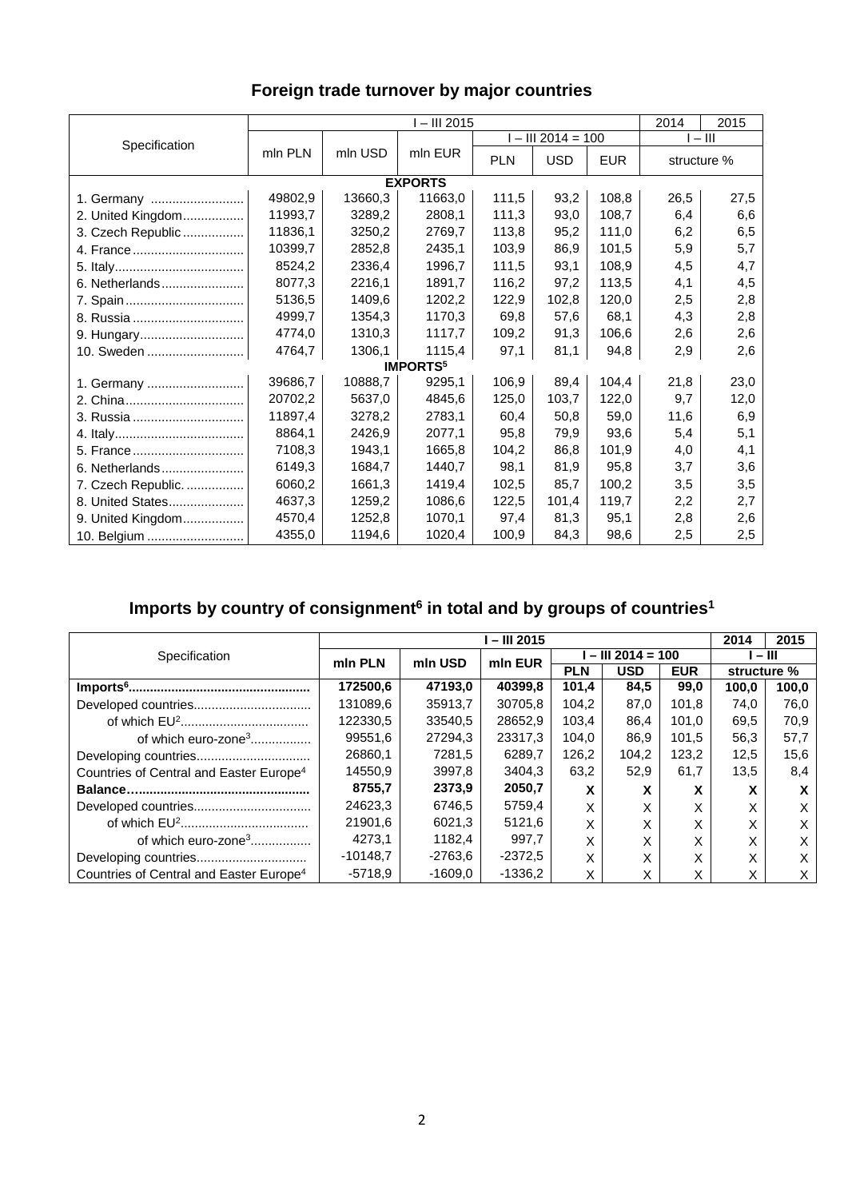## Foreign trade turnover by major countries

| Specification | I – III 2015 | | | | | | 2014 | 2015 |
|---|---|---|---|---|---|---|---|---|
| | mln PLN | mln USD | mln EUR | I – III 2014 = 100 | | | I – III | |
| | | | | PLN | USD | EUR | structure % | |
| **EXPORTS** | | | | | | | | |
| 1. Germany | 49802,9 | 13660,3 | 11663,0 | 111,5 | 93,2 | 108,8 | 26,5 | 27,5 |
| 2. United Kingdom | 11993,7 | 3289,2 | 2808,1 | 111,3 | 93,0 | 108,7 | 6,4 | 6,6 |
| 3. Czech Republic | 11836,1 | 3250,2 | 2769,7 | 113,8 | 95,2 | 111,0 | 6,2 | 6,5 |
| 4. France | 10399,7 | 2852,8 | 2435,1 | 103,9 | 86,9 | 101,5 | 5,9 | 5,7 |
| 5. Italy | 8524,2 | 2336,4 | 1996,7 | 111,5 | 93,1 | 108,9 | 4,5 | 4,7 |
| 6. Netherlands | 8077,3 | 2216,1 | 1891,7 | 116,2 | 97,2 | 113,5 | 4,1 | 4,5 |
| 7. Spain | 5136,5 | 1409,6 | 1202,2 | 122,9 | 102,8 | 120,0 | 2,5 | 2,8 |
| 8. Russia | 4999,7 | 1354,3 | 1170,3 | 69,8 | 57,6 | 68,1 | 4,3 | 2,8 |
| 9. Hungary | 4774,0 | 1310,3 | 1117,7 | 109,2 | 91,3 | 106,6 | 2,6 | 2,6 |
| 10. Sweden | 4764,7 | 1306,1 | 1115,4 | 97,1 | 81,1 | 94,8 | 2,9 | 2,6 |
| **IMPORTS[5]** | | | | | | | | |
| 1. Germany | 39686,7 | 10888,7 | 9295,1 | 106,9 | 89,4 | 104,4 | 21,8 | 23,0 |
| 2. China | 20702,2 | 5637,0 | 4845,6 | 125,0 | 103,7 | 122,0 | 9,7 | 12,0 |
| 3. Russia | 11897,4 | 3278,2 | 2783,1 | 60,4 | 50,8 | 59,0 | 11,6 | 6,9 |
| 4. Italy | 8864,1 | 2426,9 | 2077,1 | 95,8 | 79,9 | 93,6 | 5,4 | 5,1 |
| 5. France | 7108,3 | 1943,1 | 1665,8 | 104,2 | 86,8 | 101,9 | 4,0 | 4,1 |
| 6. Netherlands | 6149,3 | 1684,7 | 1440,7 | 98,1 | 81,9 | 95,8 | 3,7 | 3,6 |
| 7. Czech Republic. | 6060,2 | 1661,3 | 1419,4 | 102,5 | 85,7 | 100,2 | 3,5 | 3,5 |
| 8. United States | 4637,3 | 1259,2 | 1086,6 | 122,5 | 101,4 | 119,7 | 2,2 | 2,7 |
| 9. United Kingdom | 4570,4 | 1252,8 | 1070,1 | 97,4 | 81,3 | 95,1 | 2,8 | 2,6 |
| 10. Belgium | 4355,0 | 1194,6 | 1020,4 | 100,9 | 84,3 | 98,6 | 2,5 | 2,5 |

## Imports by country of consignment[6] in total and by groups of countries[1]

| Specification | I – III 2015 | | | | | | 2014 | 2015 |
|---|---|---|---|---|---|---|---|---|
| | mln PLN | mln USD | mln EUR | I – III 2014 = 100 | | | I – III | |
| | | | | PLN | USD | EUR | structure % | |
| **Imports[6]** | **172500,6** | **47193,0** | **40399,8** | **101,4** | **84,5** | **99,0** | **100,0** | **100,0** |
| Developed countries | 131089,6 | 35913,7 | 30705,8 | 104,2 | 87,0 | 101,8 | 74,0 | 76,0 |
| of which EU[2] | 122330,5 | 33540,5 | 28652,9 | 103,4 | 86,4 | 101,0 | 69,5 | 70,9 |
| of which euro-zone[3] | 99551,6 | 27294,3 | 23317,3 | 104,0 | 86,9 | 101,5 | 56,3 | 57,7 |
| Developing countries | 26860,1 | 7281,5 | 6289,7 | 126,2 | 104,2 | 123,2 | 12,5 | 15,6 |
| Countries of Central and Easter Europe[4] | 14550,9 | 3997,8 | 3404,3 | 63,2 | 52,9 | 61,7 | 13,5 | 8,4 |
| **Balance** | **8755,7** | **2373,9** | **2050,7** | **X** | **X** | **X** | **X** | **X** |
| Developed countries | 24623,3 | 6746,5 | 5759,4 | X | X | X | X | X |
| of which EU[2] | 21901,6 | 6021,3 | 5121,6 | X | X | X | X | X |
| of which euro-zone[3] | 4273,1 | 1182,4 | 997,7 | X | X | X | X | X |
| Developing countries | -10148,7 | -2763,6 | -2372,5 | X | X | X | X | X |
| Countries of Central and Easter Europe[4] | -5718,9 | -1609,0 | -1336,2 | X | X | X | X | X |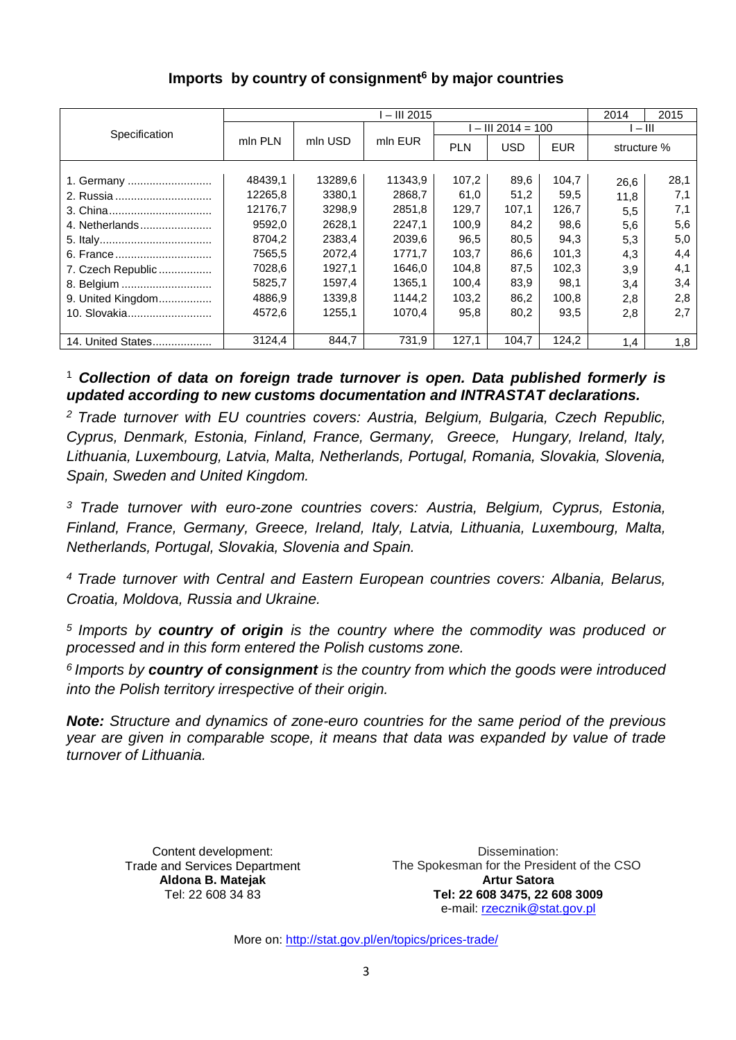## Imports by country of consignment[6] by major countries

| Specification | I – III 2015 | | | | | | 2014 | 2015 |
|---|---|---|---|---|---|---|---|---|
| | mln PLN | mln USD | mln EUR | I – III 2014 = 100 | | | I – III | |
| | | | | PLN | USD | EUR | structure % | |
| 1. Germany | 48439,1 | 13289,6 | 11343,9 | 107,2 | 89,6 | 104,7 | 26,6 | 28,1 |
| 2. Russia | 12265,8 | 3380,1 | 2868,7 | 61,0 | 51,2 | 59,5 | 11,8 | 7,1 |
| 3. China | 12176,7 | 3298,9 | 2851,8 | 129,7 | 107,1 | 126,7 | 5,5 | 7,1 |
| 4. Netherlands | 9592,0 | 2628,1 | 2247,1 | 100,9 | 84,2 | 98,6 | 5,6 | 5,6 |
| 5. Italy | 8704,2 | 2383,4 | 2039,6 | 96,5 | 80,5 | 94,3 | 5,3 | 5,0 |
| 6. France | 7565,5 | 2072,4 | 1771,7 | 103,7 | 86,6 | 101,3 | 4,3 | 4,4 |
| 7. Czech Republic | 7028,6 | 1927,1 | 1646,0 | 104,8 | 87,5 | 102,3 | 3,9 | 4,1 |
| 8. Belgium | 5825,7 | 1597,4 | 1365,1 | 100,4 | 83,9 | 98,1 | 3,4 | 3,4 |
| 9. United Kingdom | 4886,9 | 1339,8 | 1144,2 | 103,2 | 86,2 | 100,8 | 2,8 | 2,8 |
| 10. Slovakia | 4572,6 | 1255,1 | 1070,4 | 95,8 | 80,2 | 93,5 | 2,8 | 2,7 |
| 14. United States | 3124,4 | 844,7 | 731,9 | 127,1 | 104,7 | 124,2 | 1,4 | 1,8 |

[1] ***Collection of data on foreign trade turnover is open. Data published formerly is updated according to new customs documentation and INTRASTAT declarations.***

[2] *Trade turnover with EU countries covers: Austria, Belgium, Bulgaria, Czech Republic, Cyprus, Denmark, Estonia, Finland, France, Germany, Greece, Hungary, Ireland, Italy, Lithuania, Luxembourg, Latvia, Malta, Netherlands, Portugal, Romania, Slovakia, Slovenia, Spain, Sweden and United Kingdom.*

[3] *Trade turnover with euro-zone countries covers: Austria, Belgium, Cyprus, Estonia, Finland, France, Germany, Greece, Ireland, Italy, Latvia, Lithuania, Luxembourg, Malta, Netherlands, Portugal, Slovakia, Slovenia and Spain.*

[4] *Trade turnover with Central and Eastern European countries covers: Albania, Belarus, Croatia, Moldova, Russia and Ukraine.*

[5] *Imports by **country of origin** is the country where the commodity was produced or processed and in this form entered the Polish customs zone.*

[6] *Imports by **country of consignment** is the country from which the goods were introduced into the Polish territory irrespective of their origin.*

***Note:*** *Structure and dynamics of zone-euro countries for the same period of the previous year are given in comparable scope, it means that data was expanded by value of trade turnover of Lithuania.*

Content development:
Trade and Services Department
**Aldona B. Matejak**
Tel: 22 608 34 83

Dissemination:
The Spokesman for the President of the CSO
**Artur Satora**
**Tel: 22 608 3475, 22 608 3009**
e-mail: rzecznik@stat.gov.pl

More on: http://stat.gov.pl/en/topics/prices-trade/